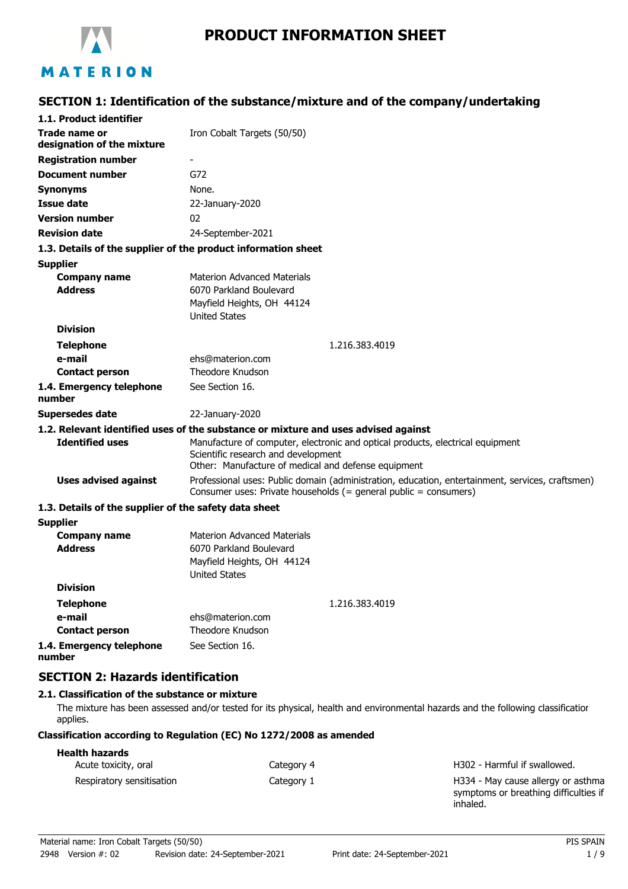# PRODUCT INFORMATION SHEET

MATERION

## SECTION 1: Identification of the substance/mixture and of the company/undertaking

### 1.1. Product identifier

| | |
|---|---|
| **Trade name or designation of the mixture** | Iron Cobalt Targets (50/50) |
| **Registration number** | - |
| **Document number** | G72 |
| **Synonyms** | None. |
| **Issue date** | 22-January-2020 |
| **Version number** | 02 |
| **Revision date** | 24-September-2021 |

### 1.3. Details of the supplier of the product information sheet

**Supplier**

| | |
|---|---|
| **Company name** | Materion Advanced Materials |
| **Address** | 6070 Parkland Boulevard<br>Mayfield Heights, OH 44124<br>United States |
| **Division** | |
| **Telephone** | 1.216.383.4019 |
| **e-mail** | ehs@materion.com |
| **Contact person** | Theodore Knudson |
| **1.4. Emergency telephone number** | See Section 16. |
| **Supersedes date** | 22-January-2020 |

### 1.2. Relevant identified uses of the substance or mixture and uses advised against

| | |
|---|---|
| **Identified uses** | Manufacture of computer, electronic and optical products, electrical equipment<br>Scientific research and development<br>Other: Manufacture of medical and defense equipment |
| **Uses advised against** | Professional uses: Public domain (administration, education, entertainment, services, craftsmen)<br>Consumer uses: Private households (= general public = consumers) |

### 1.3. Details of the supplier of the safety data sheet

**Supplier**

| | |
|---|---|
| **Company name** | Materion Advanced Materials |
| **Address** | 6070 Parkland Boulevard<br>Mayfield Heights, OH 44124<br>United States |
| **Division** | |
| **Telephone** | 1.216.383.4019 |
| **e-mail** | ehs@materion.com |
| **Contact person** | Theodore Knudson |
| **1.4. Emergency telephone number** | See Section 16. |

## SECTION 2: Hazards identification

### 2.1. Classification of the substance or mixture

The mixture has been assessed and/or tested for its physical, health and environmental hazards and the following classification applies.

**Classification according to Regulation (EC) No 1272/2008 as amended**

**Health hazards**

| | | |
|---|---|---|
| Acute toxicity, oral | Category 4 | H302 - Harmful if swallowed. |
| Respiratory sensitisation | Category 1 | H334 - May cause allergy or asthma symptoms or breathing difficulties if inhaled. |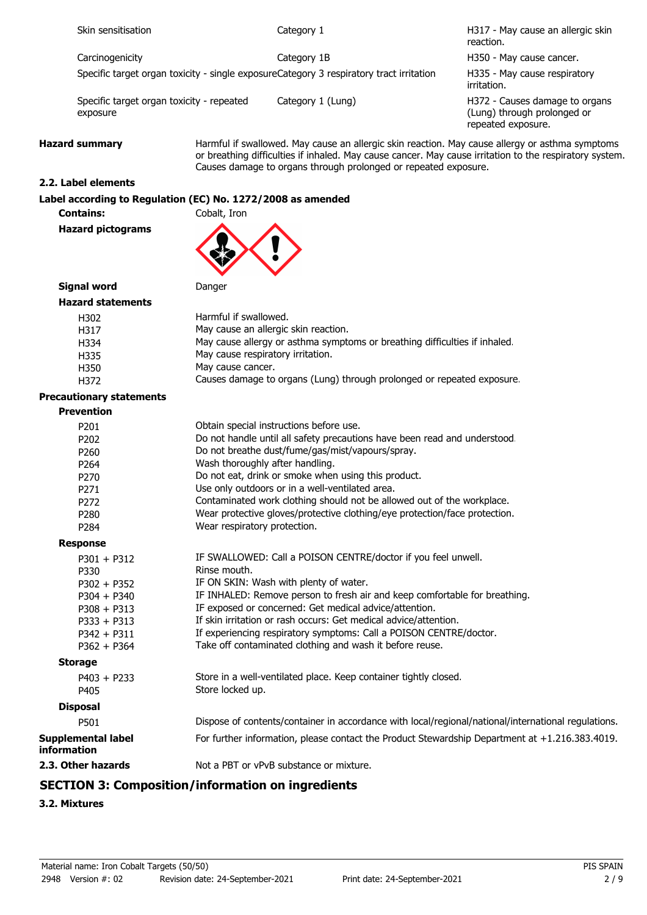| | | |
|---|---|---|
| Skin sensitisation | Category 1 | H317 - May cause an allergic skin reaction. |
| Carcinogenicity | Category 1B | H350 - May cause cancer. |
| Specific target organ toxicity - single exposure | Category 3 respiratory tract irritation | H335 - May cause respiratory irritation. |
| Specific target organ toxicity - repeated exposure | Category 1 (Lung) | H372 - Causes damage to organs (Lung) through prolonged or repeated exposure. |

**Hazard summary** Harmful if swallowed. May cause an allergic skin reaction. May cause allergy or asthma symptoms or breathing difficulties if inhaled. May cause cancer. May cause irritation to the respiratory system. Causes damage to organs through prolonged or repeated exposure.

### 2.2. Label elements

**Label according to Regulation (EC) No. 1272/2008 as amended**

**Contains:** Cobalt, Iron

**Hazard pictograms**

**Signal word** Danger

**Hazard statements**

| | |
|---|---|
| H302 | Harmful if swallowed. |
| H317 | May cause an allergic skin reaction. |
| H334 | May cause allergy or asthma symptoms or breathing difficulties if inhaled. |
| H335 | May cause respiratory irritation. |
| H350 | May cause cancer. |
| H372 | Causes damage to organs (Lung) through prolonged or repeated exposure. |

**Precautionary statements**

**Prevention**

| | |
|---|---|
| P201 | Obtain special instructions before use. |
| P202 | Do not handle until all safety precautions have been read and understood. |
| P260 | Do not breathe dust/fume/gas/mist/vapours/spray. |
| P264 | Wash thoroughly after handling. |
| P270 | Do not eat, drink or smoke when using this product. |
| P271 | Use only outdoors or in a well-ventilated area. |
| P272 | Contaminated work clothing should not be allowed out of the workplace. |
| P280 | Wear protective gloves/protective clothing/eye protection/face protection. |
| P284 | Wear respiratory protection. |

**Response**

| | |
|---|---|
| P301 + P312 | IF SWALLOWED: Call a POISON CENTRE/doctor if you feel unwell. |
| P330 | Rinse mouth. |
| P302 + P352 | IF ON SKIN: Wash with plenty of water. |
| P304 + P340 | IF INHALED: Remove person to fresh air and keep comfortable for breathing. |
| P308 + P313 | IF exposed or concerned: Get medical advice/attention. |
| P333 + P313 | If skin irritation or rash occurs: Get medical advice/attention. |
| P342 + P311 | If experiencing respiratory symptoms: Call a POISON CENTRE/doctor. |
| P362 + P364 | Take off contaminated clothing and wash it before reuse. |

**Storage**

| | |
|---|---|
| P403 + P233 | Store in a well-ventilated place. Keep container tightly closed. |
| P405 | Store locked up. |

**Disposal**

| | |
|---|---|
| P501 | Dispose of contents/container in accordance with local/regional/national/international regulations. |

**Supplemental label information** For further information, please contact the Product Stewardship Department at +1.216.383.4019.

**2.3. Other hazards** Not a PBT or vPvB substance or mixture.

## SECTION 3: Composition/information on ingredients

### 3.2. Mixtures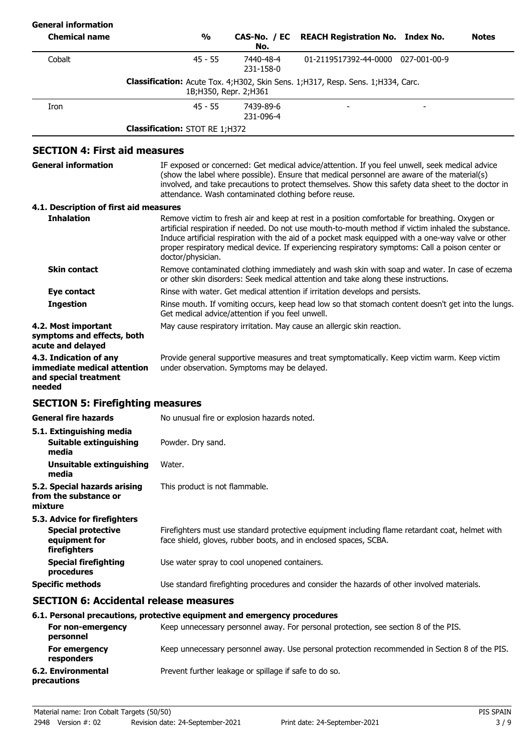**General information**

| Chemical name | % | CAS-No. / EC No. | REACH Registration No. | Index No. | Notes |
|---|---|---|---|---|---|
| Cobalt | 45 - 55 | 7440-48-4<br>231-158-0 | 01-2119517392-44-0000 | 027-001-00-9 | |
| **Classification:** Acute Tox. 4;H302, Skin Sens. 1;H317, Resp. Sens. 1;H334, Carc. 1B;H350, Repr. 2;H361 | | | | | |
| Iron | 45 - 55 | 7439-89-6<br>231-096-4 | - | - | |
| **Classification:** STOT RE 1;H372 | | | | | |

## SECTION 4: First aid measures

**General information**
IF exposed or concerned: Get medical advice/attention. If you feel unwell, seek medical advice (show the label where possible). Ensure that medical personnel are aware of the material(s) involved, and take precautions to protect themselves. Show this safety data sheet to the doctor in attendance. Wash contaminated clothing before reuse.

### 4.1. Description of first aid measures

**Inhalation**
Remove victim to fresh air and keep at rest in a position comfortable for breathing. Oxygen or artificial respiration if needed. Do not use mouth-to-mouth method if victim inhaled the substance. Induce artificial respiration with the aid of a pocket mask equipped with a one-way valve or other proper respiratory medical device. If experiencing respiratory symptoms: Call a poison center or doctor/physician.

**Skin contact**
Remove contaminated clothing immediately and wash skin with soap and water. In case of eczema or other skin disorders: Seek medical attention and take along these instructions.

**Eye contact**
Rinse with water. Get medical attention if irritation develops and persists.

**Ingestion**
Rinse mouth. If vomiting occurs, keep head low so that stomach content doesn't get into the lungs. Get medical advice/attention if you feel unwell.

**4.2. Most important symptoms and effects, both acute and delayed**
May cause respiratory irritation. May cause an allergic skin reaction.

**4.3. Indication of any immediate medical attention and special treatment needed**
Provide general supportive measures and treat symptomatically. Keep victim warm. Keep victim under observation. Symptoms may be delayed.

## SECTION 5: Firefighting measures

**General fire hazards**
No unusual fire or explosion hazards noted.

### 5.1. Extinguishing media

**Suitable extinguishing media**
Powder. Dry sand.

**Unsuitable extinguishing media**
Water.

**5.2. Special hazards arising from the substance or mixture**
This product is not flammable.

### 5.3. Advice for firefighters

**Special protective equipment for firefighters**
Firefighters must use standard protective equipment including flame retardant coat, helmet with face shield, gloves, rubber boots, and in enclosed spaces, SCBA.

**Special firefighting procedures**
Use water spray to cool unopened containers.

**Specific methods**
Use standard firefighting procedures and consider the hazards of other involved materials.

## SECTION 6: Accidental release measures

### 6.1. Personal precautions, protective equipment and emergency procedures

**For non-emergency personnel**
Keep unnecessary personnel away. For personal protection, see section 8 of the PIS.

**For emergency responders**
Keep unnecessary personnel away. Use personal protection recommended in Section 8 of the PIS.

**6.2. Environmental precautions**
Prevent further leakage or spillage if safe to do so.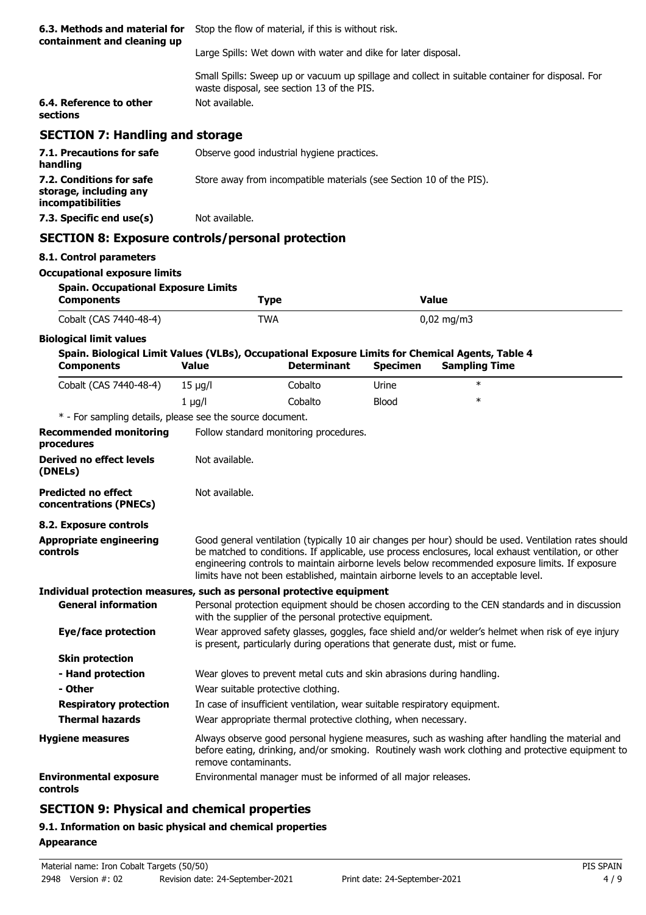**6.3. Methods and material for containment and cleaning up**

Stop the flow of material, if this is without risk.

Large Spills: Wet down with water and dike for later disposal.

Small Spills: Sweep up or vacuum up spillage and collect in suitable container for disposal. For waste disposal, see section 13 of the PIS.

**6.4. Reference to other sections** Not available.

## SECTION 7: Handling and storage

**7.1. Precautions for safe handling** Observe good industrial hygiene practices.

**7.2. Conditions for safe storage, including any incompatibilities** Store away from incompatible materials (see Section 10 of the PIS).

**7.3. Specific end use(s)** Not available.

## SECTION 8: Exposure controls/personal protection

### 8.1. Control parameters

**Occupational exposure limits**

**Spain. Occupational Exposure Limits**

| Components | Type | Value |
|---|---|---|
| Cobalt (CAS 7440-48-4) | TWA | 0,02 mg/m3 |

**Biological limit values**

**Spain. Biological Limit Values (VLBs), Occupational Exposure Limits for Chemical Agents, Table 4**

| Components | Value | Determinant | Specimen | Sampling Time |
|---|---|---|---|---|
| Cobalt (CAS 7440-48-4) | 15 µg/l | Cobalto | Urine | * |
| | 1 µg/l | Cobalto | Blood | * |

* - For sampling details, please see the source document.

**Recommended monitoring procedures** Follow standard monitoring procedures.

**Derived no effect levels (DNELs)** Not available.

**Predicted no effect concentrations (PNECs)** Not available.

### 8.2. Exposure controls

**Appropriate engineering controls** Good general ventilation (typically 10 air changes per hour) should be used. Ventilation rates should be matched to conditions. If applicable, use process enclosures, local exhaust ventilation, or other engineering controls to maintain airborne levels below recommended exposure limits. If exposure limits have not been established, maintain airborne levels to an acceptable level.

**Individual protection measures, such as personal protective equipment**

**General information** Personal protection equipment should be chosen according to the CEN standards and in discussion with the supplier of the personal protective equipment.

**Eye/face protection** Wear approved safety glasses, goggles, face shield and/or welder's helmet when risk of eye injury is present, particularly during operations that generate dust, mist or fume.

**Skin protection**

**- Hand protection** Wear gloves to prevent metal cuts and skin abrasions during handling.

**- Other** Wear suitable protective clothing.

**Respiratory protection** In case of insufficient ventilation, wear suitable respiratory equipment.

**Thermal hazards** Wear appropriate thermal protective clothing, when necessary.

**Hygiene measures** Always observe good personal hygiene measures, such as washing after handling the material and before eating, drinking, and/or smoking. Routinely wash work clothing and protective equipment to remove contaminants.

**Environmental exposure controls** Environmental manager must be informed of all major releases.

## SECTION 9: Physical and chemical properties

### 9.1. Information on basic physical and chemical properties

**Appearance**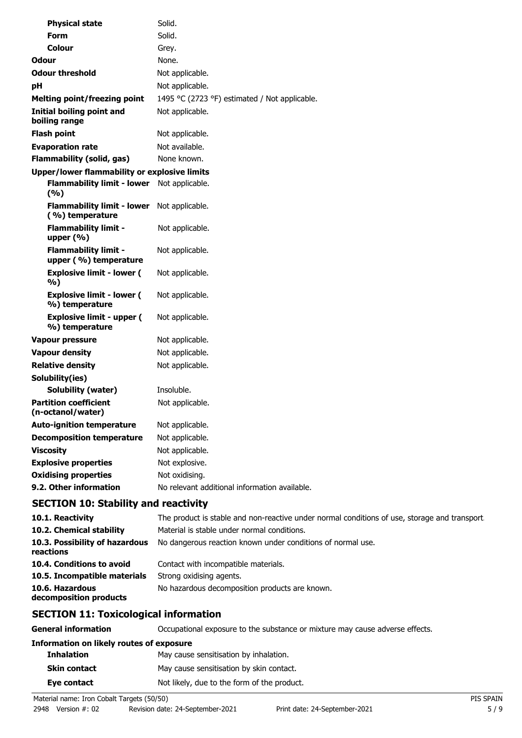| | |
|---|---|
| **Physical state** | Solid. |
| **Form** | Solid. |
| **Colour** | Grey. |
| **Odour** | None. |
| **Odour threshold** | Not applicable. |
| **pH** | Not applicable. |
| **Melting point/freezing point** | 1495 °C (2723 °F) estimated / Not applicable. |
| **Initial boiling point and boiling range** | Not applicable. |
| **Flash point** | Not applicable. |
| **Evaporation rate** | Not available. |
| **Flammability (solid, gas)** | None known. |
| **Upper/lower flammability or explosive limits** | |
| **Flammability limit - lower (%)** | Not applicable. |
| **Flammability limit - lower (%) temperature** | Not applicable. |
| **Flammability limit - upper (%)** | Not applicable. |
| **Flammability limit - upper (%) temperature** | Not applicable. |
| **Explosive limit - lower (%)** | Not applicable. |
| **Explosive limit - lower (%) temperature** | Not applicable. |
| **Explosive limit - upper (%) temperature** | Not applicable. |
| **Vapour pressure** | Not applicable. |
| **Vapour density** | Not applicable. |
| **Relative density** | Not applicable. |
| **Solubility(ies)** | |
| **Solubility (water)** | Insoluble. |
| **Partition coefficient (n-octanol/water)** | Not applicable. |
| **Auto-ignition temperature** | Not applicable. |
| **Decomposition temperature** | Not applicable. |
| **Viscosity** | Not applicable. |
| **Explosive properties** | Not explosive. |
| **Oxidising properties** | Not oxidising. |
| **9.2. Other information** | No relevant additional information available. |

## SECTION 10: Stability and reactivity

| | |
|---|---|
| **10.1. Reactivity** | The product is stable and non-reactive under normal conditions of use, storage and transport. |
| **10.2. Chemical stability** | Material is stable under normal conditions. |
| **10.3. Possibility of hazardous reactions** | No dangerous reaction known under conditions of normal use. |
| **10.4. Conditions to avoid** | Contact with incompatible materials. |
| **10.5. Incompatible materials** | Strong oxidising agents. |
| **10.6. Hazardous decomposition products** | No hazardous decomposition products are known. |

## SECTION 11: Toxicological information

| | |
|---|---|
| **General information** | Occupational exposure to the substance or mixture may cause adverse effects. |
| **Information on likely routes of exposure** | |
| **Inhalation** | May cause sensitisation by inhalation. |
| **Skin contact** | May cause sensitisation by skin contact. |
| **Eye contact** | Not likely, due to the form of the product. |

Material name: Iron Cobalt Targets (50/50)
2948 Version #: 02 Revision date: 24-September-2021 Print date: 24-September-2021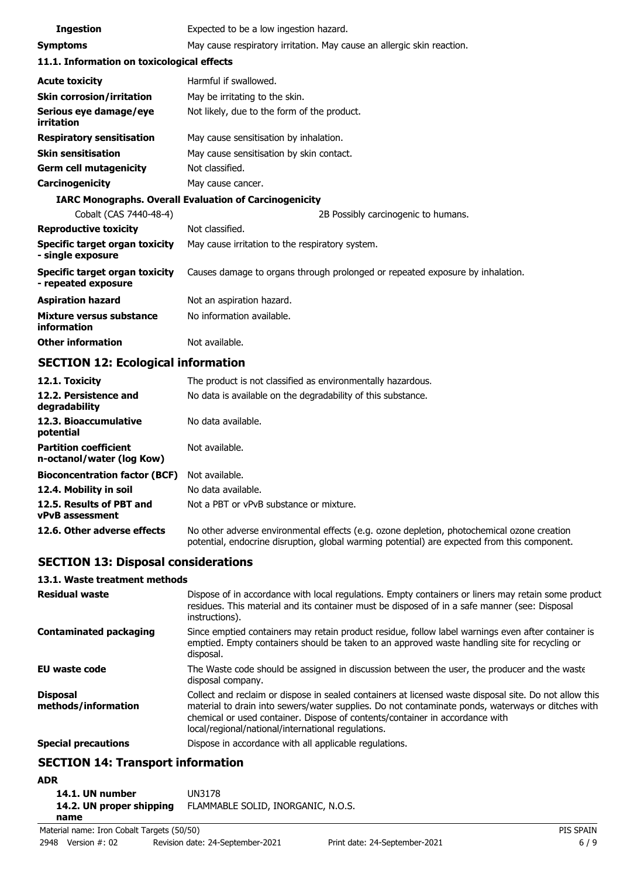| | |
|---|---|
| **Ingestion** | Expected to be a low ingestion hazard. |
| **Symptoms** | May cause respiratory irritation. May cause an allergic skin reaction. |

### 11.1. Information on toxicological effects

| | |
|---|---|
| **Acute toxicity** | Harmful if swallowed. |
| **Skin corrosion/irritation** | May be irritating to the skin. |
| **Serious eye damage/eye irritation** | Not likely, due to the form of the product. |
| **Respiratory sensitisation** | May cause sensitisation by inhalation. |
| **Skin sensitisation** | May cause sensitisation by skin contact. |
| **Germ cell mutagenicity** | Not classified. |
| **Carcinogenicity** | May cause cancer. |

**IARC Monographs. Overall Evaluation of Carcinogenicity**

| | |
|---|---|
| Cobalt (CAS 7440-48-4) | 2B Possibly carcinogenic to humans. |

| | |
|---|---|
| **Reproductive toxicity** | Not classified. |
| **Specific target organ toxicity - single exposure** | May cause irritation to the respiratory system. |
| **Specific target organ toxicity - repeated exposure** | Causes damage to organs through prolonged or repeated exposure by inhalation. |
| **Aspiration hazard** | Not an aspiration hazard. |
| **Mixture versus substance information** | No information available. |
| **Other information** | Not available. |

## SECTION 12: Ecological information

| | |
|---|---|
| **12.1. Toxicity** | The product is not classified as environmentally hazardous. |
| **12.2. Persistence and degradability** | No data is available on the degradability of this substance. |
| **12.3. Bioaccumulative potential** | No data available. |
| **Partition coefficient n-octanol/water (log Kow)** | Not available. |
| **Bioconcentration factor (BCF)** | Not available. |
| **12.4. Mobility in soil** | No data available. |
| **12.5. Results of PBT and vPvB assessment** | Not a PBT or vPvB substance or mixture. |
| **12.6. Other adverse effects** | No other adverse environmental effects (e.g. ozone depletion, photochemical ozone creation potential, endocrine disruption, global warming potential) are expected from this component. |

## SECTION 13: Disposal considerations

### 13.1. Waste treatment methods

| | |
|---|---|
| **Residual waste** | Dispose of in accordance with local regulations. Empty containers or liners may retain some product residues. This material and its container must be disposed of in a safe manner (see: Disposal instructions). |
| **Contaminated packaging** | Since emptied containers may retain product residue, follow label warnings even after container is emptied. Empty containers should be taken to an approved waste handling site for recycling or disposal. |
| **EU waste code** | The Waste code should be assigned in discussion between the user, the producer and the waste disposal company. |
| **Disposal methods/information** | Collect and reclaim or dispose in sealed containers at licensed waste disposal site. Do not allow this material to drain into sewers/water supplies. Do not contaminate ponds, waterways or ditches with chemical or used container. Dispose of contents/container in accordance with local/regional/national/international regulations. |
| **Special precautions** | Dispose in accordance with all applicable regulations. |

## SECTION 14: Transport information

**ADR**

| | |
|---|---|
| **14.1. UN number** | UN3178 |
| **14.2. UN proper shipping name** | FLAMMABLE SOLID, INORGANIC, N.O.S. |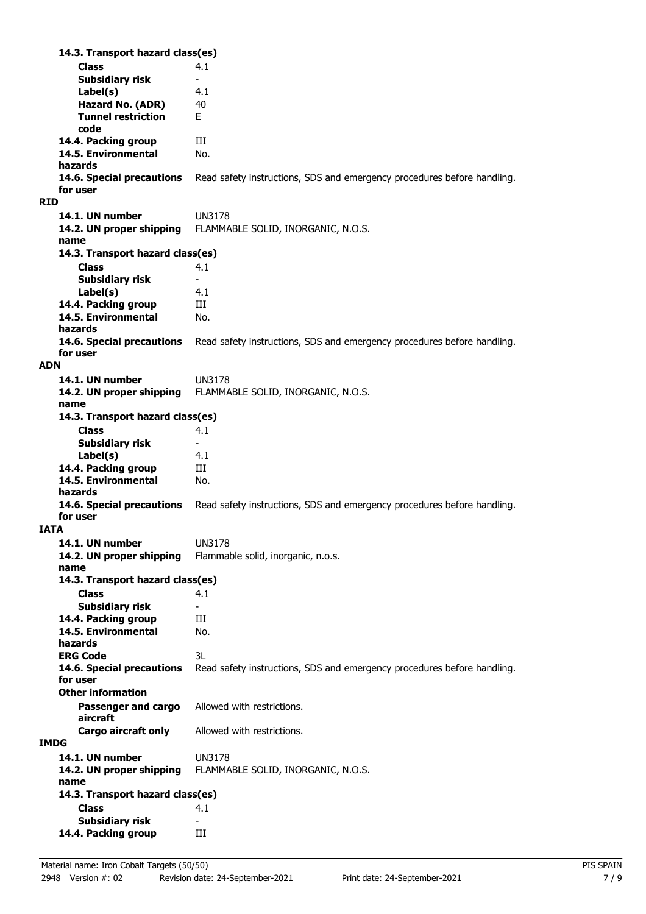**14.3. Transport hazard class(es)**

| | |
|---|---|
| **Class** | 4.1 |
| **Subsidiary risk** | - |
| **Label(s)** | 4.1 |
| **Hazard No. (ADR)** | 40 |
| **Tunnel restriction code** | E |
| **14.4. Packing group** | III |
| **14.5. Environmental hazards** | No. |
| **14.6. Special precautions for user** | Read safety instructions, SDS and emergency procedures before handling. |

**RID**

| | |
|---|---|
| **14.1. UN number** | UN3178 |
| **14.2. UN proper shipping name** | FLAMMABLE SOLID, INORGANIC, N.O.S. |
| **14.3. Transport hazard class(es)** | |
| **Class** | 4.1 |
| **Subsidiary risk** | - |
| **Label(s)** | 4.1 |
| **14.4. Packing group** | III |
| **14.5. Environmental hazards** | No. |
| **14.6. Special precautions for user** | Read safety instructions, SDS and emergency procedures before handling. |

**ADN**

| | |
|---|---|
| **14.1. UN number** | UN3178 |
| **14.2. UN proper shipping name** | FLAMMABLE SOLID, INORGANIC, N.O.S. |
| **14.3. Transport hazard class(es)** | |
| **Class** | 4.1 |
| **Subsidiary risk** | - |
| **Label(s)** | 4.1 |
| **14.4. Packing group** | III |
| **14.5. Environmental hazards** | No. |
| **14.6. Special precautions for user** | Read safety instructions, SDS and emergency procedures before handling. |

**IATA**

| | |
|---|---|
| **14.1. UN number** | UN3178 |
| **14.2. UN proper shipping name** | Flammable solid, inorganic, n.o.s. |
| **14.3. Transport hazard class(es)** | |
| **Class** | 4.1 |
| **Subsidiary risk** | - |
| **14.4. Packing group** | III |
| **14.5. Environmental hazards** | No. |
| **ERG Code** | 3L |
| **14.6. Special precautions for user** | Read safety instructions, SDS and emergency procedures before handling. |
| **Other information** | |
| **Passenger and cargo aircraft** | Allowed with restrictions. |
| **Cargo aircraft only** | Allowed with restrictions. |

**IMDG**

| | |
|---|---|
| **14.1. UN number** | UN3178 |
| **14.2. UN proper shipping name** | FLAMMABLE SOLID, INORGANIC, N.O.S. |
| **14.3. Transport hazard class(es)** | |
| **Class** | 4.1 |
| **Subsidiary risk** | - |
| **14.4. Packing group** | III |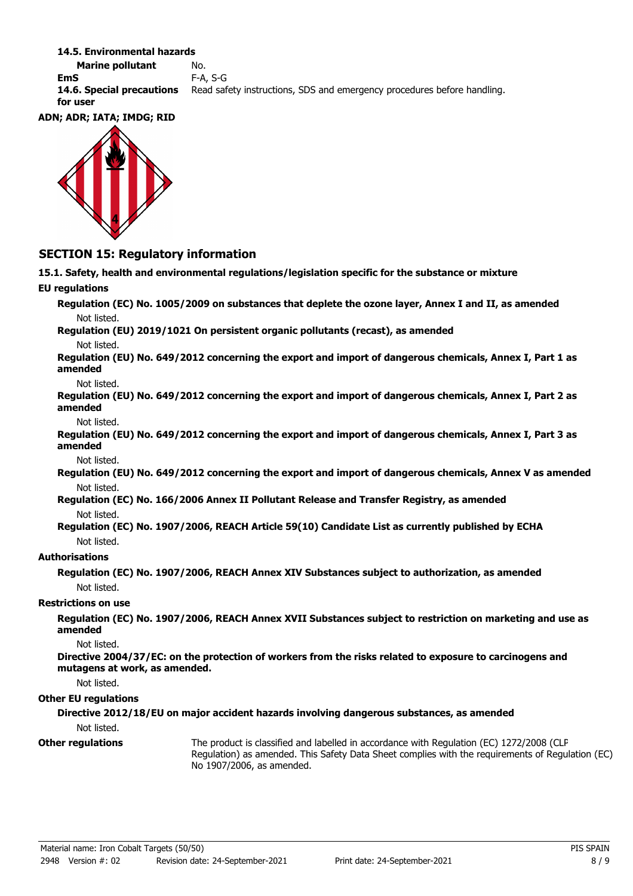#### 14.5. Environmental hazards

**Marine pollutant** No.

**EmS** F-A, S-G

**14.6. Special precautions for user** Read safety instructions, SDS and emergency procedures before handling.

**ADN; ADR; IATA; IMDG; RID**

## SECTION 15: Regulatory information

**15.1. Safety, health and environmental regulations/legislation specific for the substance or mixture**

**EU regulations**

**Regulation (EC) No. 1005/2009 on substances that deplete the ozone layer, Annex I and II, as amended**

Not listed.

**Regulation (EU) 2019/1021 On persistent organic pollutants (recast), as amended**

Not listed.

**Regulation (EU) No. 649/2012 concerning the export and import of dangerous chemicals, Annex I, Part 1 as amended**

Not listed.

**Regulation (EU) No. 649/2012 concerning the export and import of dangerous chemicals, Annex I, Part 2 as amended**

Not listed.

**Regulation (EU) No. 649/2012 concerning the export and import of dangerous chemicals, Annex I, Part 3 as amended**

Not listed.

**Regulation (EU) No. 649/2012 concerning the export and import of dangerous chemicals, Annex V as amended**

Not listed.

**Regulation (EC) No. 166/2006 Annex II Pollutant Release and Transfer Registry, as amended**

Not listed.

**Regulation (EC) No. 1907/2006, REACH Article 59(10) Candidate List as currently published by ECHA**

Not listed.

**Authorisations**

**Regulation (EC) No. 1907/2006, REACH Annex XIV Substances subject to authorization, as amended**

Not listed.

**Restrictions on use**

**Regulation (EC) No. 1907/2006, REACH Annex XVII Substances subject to restriction on marketing and use as amended**

Not listed.

**Directive 2004/37/EC: on the protection of workers from the risks related to exposure to carcinogens and mutagens at work, as amended.**

Not listed.

**Other EU regulations**

**Directive 2012/18/EU on major accident hazards involving dangerous substances, as amended**

Not listed.

**Other regulations** The product is classified and labelled in accordance with Regulation (EC) 1272/2008 (CLP Regulation) as amended. This Safety Data Sheet complies with the requirements of Regulation (EC) No 1907/2006, as amended.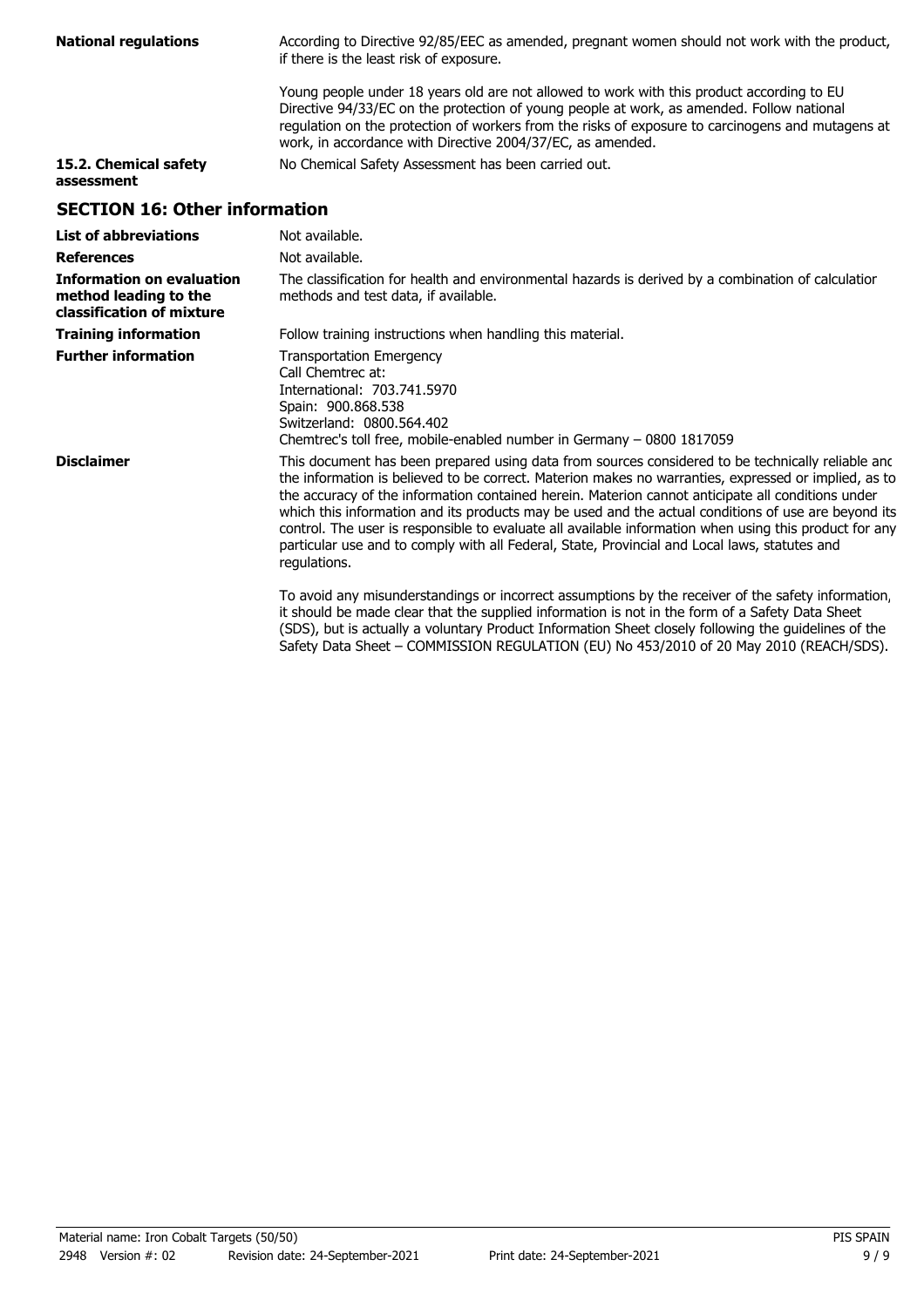**National regulations**

According to Directive 92/85/EEC as amended, pregnant women should not work with the product, if there is the least risk of exposure.

Young people under 18 years old are not allowed to work with this product according to EU Directive 94/33/EC on the protection of young people at work, as amended. Follow national regulation on the protection of workers from the risks of exposure to carcinogens and mutagens at work, in accordance with Directive 2004/37/EC, as amended.

**15.2. Chemical safety assessment**

No Chemical Safety Assessment has been carried out.

## SECTION 16: Other information

**List of abbreviations**

Not available.

**References**

Not available.

**Information on evaluation method leading to the classification of mixture**

The classification for health and environmental hazards is derived by a combination of calculatior methods and test data, if available.

**Training information**

Follow training instructions when handling this material.

**Further information**

Transportation Emergency
Call Chemtrec at:
International: 703.741.5970
Spain: 900.868.538
Switzerland: 0800.564.402
Chemtrec's toll free, mobile-enabled number in Germany – 0800 1817059

**Disclaimer**

This document has been prepared using data from sources considered to be technically reliable anc the information is believed to be correct. Materion makes no warranties, expressed or implied, as to the accuracy of the information contained herein. Materion cannot anticipate all conditions under which this information and its products may be used and the actual conditions of use are beyond its control. The user is responsible to evaluate all available information when using this product for any particular use and to comply with all Federal, State, Provincial and Local laws, statutes and regulations.

To avoid any misunderstandings or incorrect assumptions by the receiver of the safety information, it should be made clear that the supplied information is not in the form of a Safety Data Sheet (SDS), but is actually a voluntary Product Information Sheet closely following the guidelines of the Safety Data Sheet – COMMISSION REGULATION (EU) No 453/2010 of 20 May 2010 (REACH/SDS).